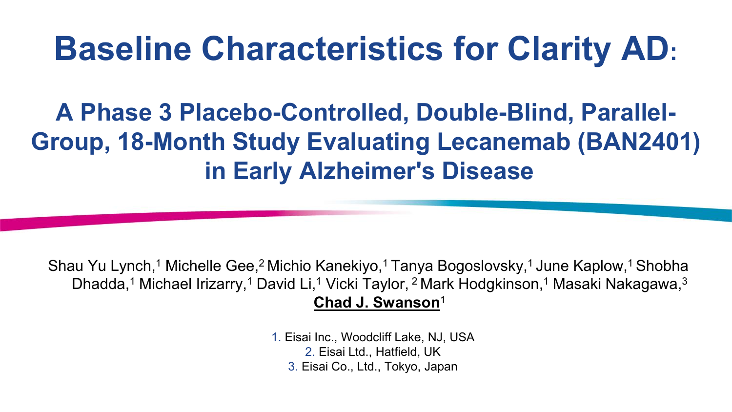# Baseline Characteristics for Clarity AD:

## A Phase 3 Placebo-Controlled, Double-Blind, Parallel-Group, 18-Month Study Evaluating Lecanemab (BAN2401) in Early Alzheimer's Disease

Shau Yu Lynch,[1] Michelle Gee,[2] Michio Kanekiyo,[1] Tanya Bogoslovsky,[1] June Kaplow,[1] Shobha Dhadda,[1] Michael Irizarry,[1] David Li,[1] Vicki Taylor,[2] Mark Hodgkinson,[1] Masaki Nakagawa,[3] **Chad J. Swanson**[1]

1. Eisai Inc., Woodcliff Lake, NJ, USA
2. Eisai Ltd., Hatfield, UK
3. Eisai Co., Ltd., Tokyo, Japan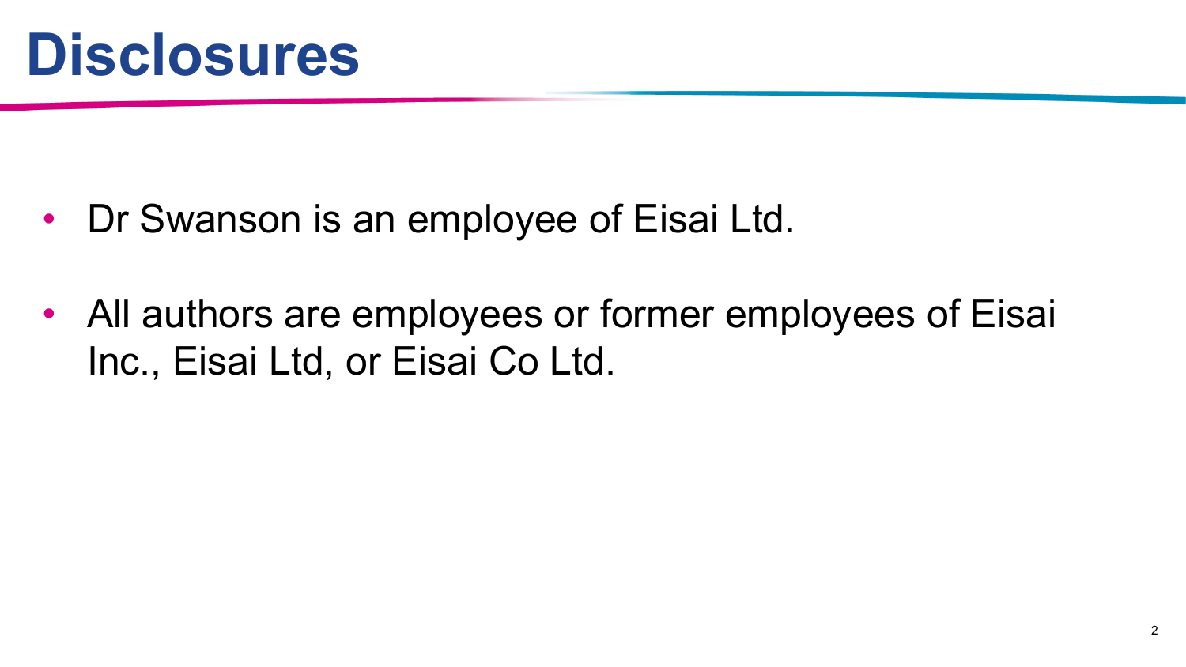# Disclosures

- Dr Swanson is an employee of Eisai Ltd.
- All authors are employees or former employees of Eisai Inc., Eisai Ltd, or Eisai Co Ltd.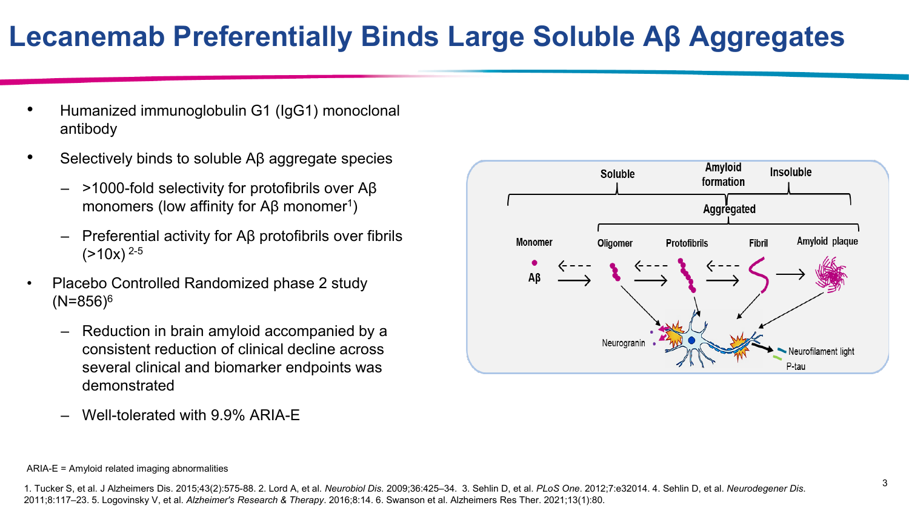# Lecanemab Preferentially Binds Large Soluble Aβ Aggregates

- Humanized immunoglobulin G1 (IgG1) monoclonal antibody
- Selectively binds to soluble Aβ aggregate species
  - >1000-fold selectivity for protofibrils over Aβ monomers (low affinity for Aβ monomer[1])
  - Preferential activity for Aβ protofibrils over fibrils (>10x)[2-5]
- Placebo Controlled Randomized phase 2 study (N=856)[6]
  - Reduction in brain amyloid accompanied by a consistent reduction of clinical decline across several clinical and biomarker endpoints was demonstrated
  - Well-tolerated with 9.9% ARIA-E

Soluble | Amyloid formation | Insoluble

Aggregated

Monomer Aβ ⇄ Oligomer ⇄ Protofibrils ⇄ Fibril → Amyloid plaque

Neurogranin

Neurofilament light

P-tau

ARIA-E = Amyloid related imaging abnormalities

1. Tucker S, et al. J Alzheimers Dis. 2015;43(2):575-88. 2. Lord A, et al. *Neurobiol Dis*. 2009;36:425–34. 3. Sehlin D, et al. *PLoS One*. 2012;7:e32014. 4. Sehlin D, et al. *Neurodegener Dis*. 2011;8:117–23. 5. Logovinsky V, et al. *Alzheimer's Research & Therapy*. 2016;8:14. 6. Swanson et al. Alzheimers Res Ther. 2021;13(1):80.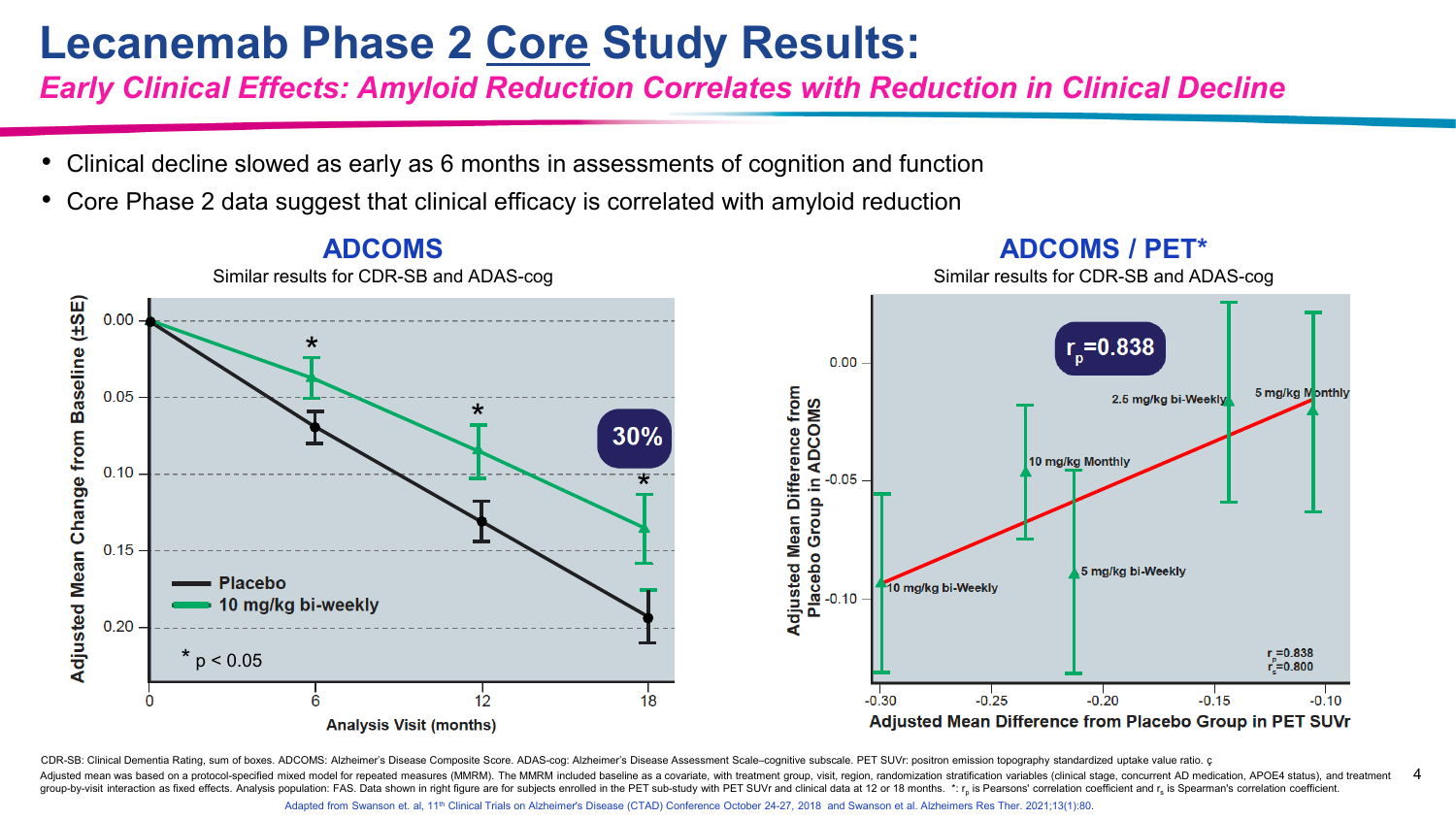# Lecanemab Phase 2 Core Study Results:

## *Early Clinical Effects: Amyloid Reduction Correlates with Reduction in Clinical Decline*

- Clinical decline slowed as early as 6 months in assessments of cognition and function
- Core Phase 2 data suggest that clinical efficacy is correlated with amyloid reduction

### ADCOMS

Similar results for CDR-SB and ADAS-cog

Adjusted Mean Change from Baseline (±SE)

0.00, 0.05, 0.10, 0.15, 0.20

Analysis Visit (months): 0, 6, 12, 18

30%

Placebo

10 mg/kg bi-weekly

\* $p < 0.05$

### ADCOMS / PET*

Similar results for CDR-SB and ADAS-cog

$r_p$=0.838

Adjusted Mean Difference from Placebo Group in ADCOMS: 0.00, -0.05, -0.10

Adjusted Mean Difference from Placebo Group in PET SUVr: -0.30, -0.25, -0.20, -0.15, -0.10

2.5 mg/kg bi-Weekly; 5 mg/kg Monthly; 10 mg/kg Monthly; 5 mg/kg bi-Weekly; 10 mg/kg bi-Weekly

$r_p$=0.838
$r_s$=0.800

CDR-SB: Clinical Dementia Rating, sum of boxes. ADCOMS: Alzheimer's Disease Composite Score. ADAS-cog: Alzheimer's Disease Assessment Scale–cognitive subscale. PET SUVr: positron emission topography standardized uptake value ratio. ç
Adjusted mean was based on a protocol-specified mixed model for repeated measures (MMRM). The MMRM included baseline as a covariate, with treatment group, visit, region, randomization stratification variables (clinical stage, concurrent AD medication, APOE4 status), and treatment group-by-visit interaction as fixed effects. Analysis population: FAS. Data shown in right figure are for subjects enrolled in the PET sub-study with PET SUVr and clinical data at 12 or 18 months. \*: $r_p$ is Pearsons' correlation coefficient and $r_s$ is Spearman's correlation coefficient.

Adapted from Swanson et. al, 11th Clinical Trials on Alzheimer's Disease (CTAD) Conference October 24-27, 2018 and Swanson et al. Alzheimers Res Ther. 2021;13(1):80.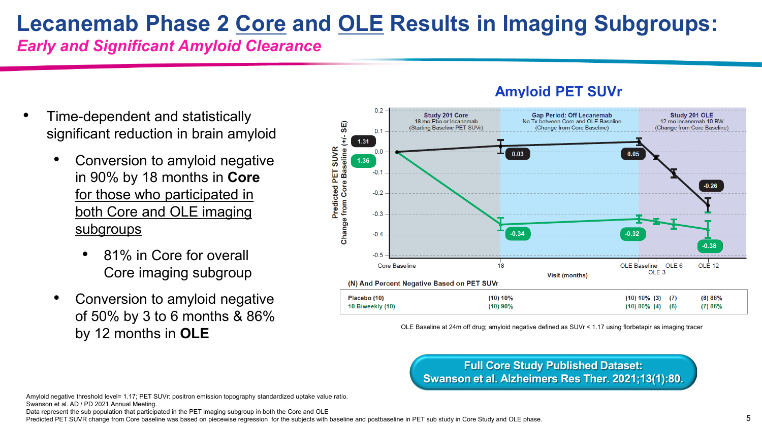# Lecanemab Phase 2 Core and OLE Results in Imaging Subgroups:

*Early and Significant Amyloid Clearance*

- Time-dependent and statistically significant reduction in brain amyloid
  - Conversion to amyloid negative in 90% by 18 months in **Core** for those who participated in both Core and OLE imaging subgroups
    - 81% in Core for overall Core imaging subgroup
  - Conversion to amyloid negative of 50% by 3 to 6 months & 86% by 12 months in **OLE**

## Amyloid PET SUVr

(N) And Percent Negative Based on PET SUVr

| | Core Baseline | 18 | OLE Baseline | OLE 3 | OLE 6 | OLE 12 |
|---|---|---|---|---|---|---|
| Placebo (10) | | (10) 10% | (10) 10% | (3) | (7) | (8) 88% |
| 10 Biweekly (10) | | (10) 90% | (10) 80% | (4) | (6) | (7) 86% |

OLE Baseline at 24m off drug; amyloid negative defined as SUVr < 1.17 using florbetapir as imaging tracer

**Full Core Study Published Dataset: Swanson et al. Alzheimers Res Ther. 2021;13(1):80.**

Amyloid negative threshold level= 1.17; PET SUVr: positron emission topography standardized uptake value ratio.
Swanson et al. AD / PD 2021 Annual Meeting.
Data represent the sub population that participated in the PET imaging subgroup in both the Core and OLE
Predicted PET SUVR change from Core baseline was based on piecewise regression for the subjects with baseline and postbaseline in PET sub study in Core Study and OLE phase.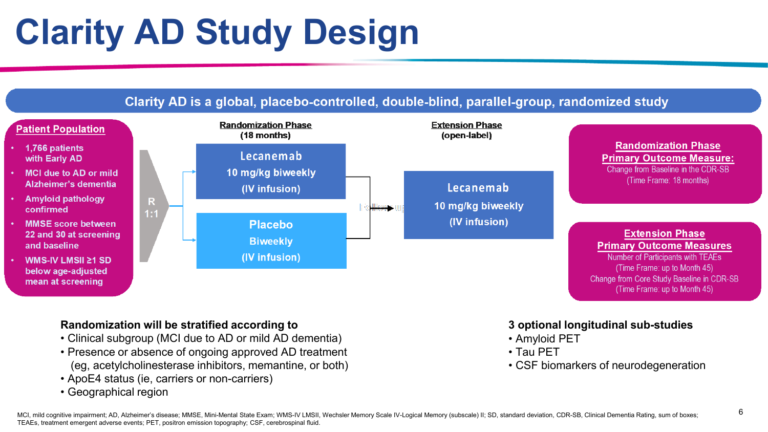# Clarity AD Study Design

**Clarity AD is a global, placebo-controlled, double-blind, parallel-group, randomized study**

**Patient Population**

- 1,766 patients with Early AD
- MCI due to AD or mild Alzheimer's dementia
- Amyloid pathology confirmed
- MMSE score between 22 and 30 at screening and baseline
- WMS-IV LMSII ≥1 SD below age-adjusted mean at screening

R 1:1

**Randomization Phase** (18 months)

- Lecanemab 10 mg/kg biweekly (IV infusion)
- Placebo Biweekly (IV infusion)

Follow up

**Extension Phase** (open-label)

- Lecanemab 10 mg/kg biweekly (IV infusion)

**Randomization Phase Primary Outcome Measure:**
Change from Baseline in the CDR-SB (Time Frame: 18 months)

**Extension Phase Primary Outcome Measures**
Number of Participants with TEAEs (Time Frame: up to Month 45)
Change from Core Study Baseline in CDR-SB (Time Frame: up to Month 45)

**Randomization will be stratified according to**

- Clinical subgroup (MCI due to AD or mild AD dementia)
- Presence or absence of ongoing approved AD treatment (eg, acetylcholinesterase inhibitors, memantine, or both)
- ApoE4 status (ie, carriers or non-carriers)
- Geographical region

**3 optional longitudinal sub-studies**

- Amyloid PET
- Tau PET
- CSF biomarkers of neurodegeneration

MCI, mild cognitive impairment; AD, Alzheimer's disease; MMSE, Mini-Mental State Exam; WMS-IV LMSII, Wechsler Memory Scale IV-Logical Memory (subscale) II; SD, standard deviation, CDR-SB, Clinical Dementia Rating, sum of boxes; TEAEs, treatment emergent adverse events; PET, positron emission topography; CSF, cerebrospinal fluid.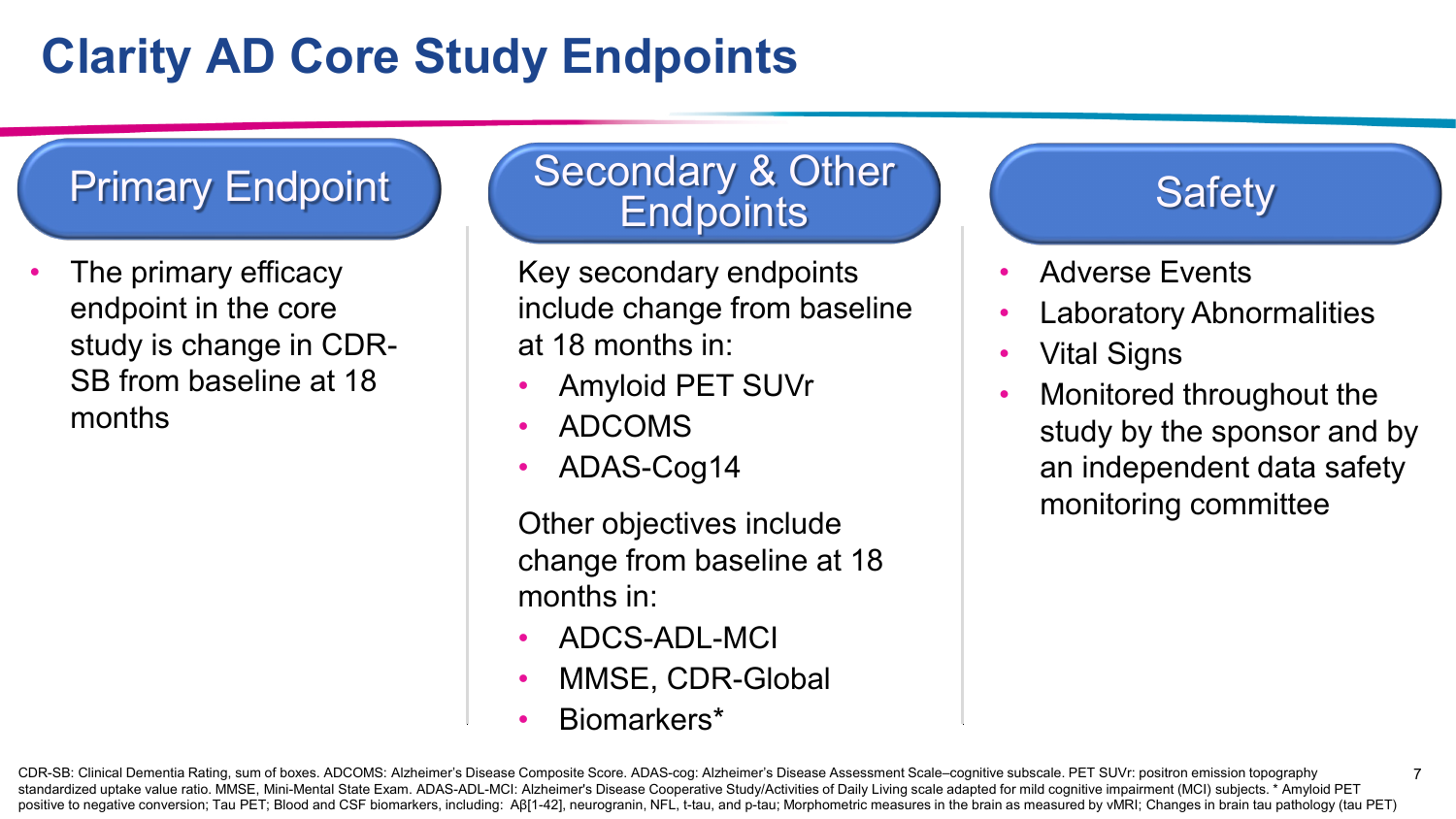# Clarity AD Core Study Endpoints

## Primary Endpoint

- The primary efficacy endpoint in the core study is change in CDR-SB from baseline at 18 months

## Secondary & Other Endpoints

Key secondary endpoints include change from baseline at 18 months in:

- Amyloid PET SUVr
- ADCOMS
- ADAS-Cog14

Other objectives include change from baseline at 18 months in:

- ADCS-ADL-MCI
- MMSE, CDR-Global
- Biomarkers*

## Safety

- Adverse Events
- Laboratory Abnormalities
- Vital Signs
- Monitored throughout the study by the sponsor and by an independent data safety monitoring committee

CDR-SB: Clinical Dementia Rating, sum of boxes. ADCOMS: Alzheimer's Disease Composite Score. ADAS-cog: Alzheimer's Disease Assessment Scale–cognitive subscale. PET SUVr: positron emission topography standardized uptake value ratio. MMSE, Mini-Mental State Exam. ADAS-ADL-MCI: Alzheimer's Disease Cooperative Study/Activities of Daily Living scale adapted for mild cognitive impairment (MCI) subjects. * Amyloid PET positive to negative conversion; Tau PET; Blood and CSF biomarkers, including: Aβ[1-42], neurogranin, NFL, t-tau, and p-tau; Morphometric measures in the brain as measured by vMRI; Changes in brain tau pathology (tau PET)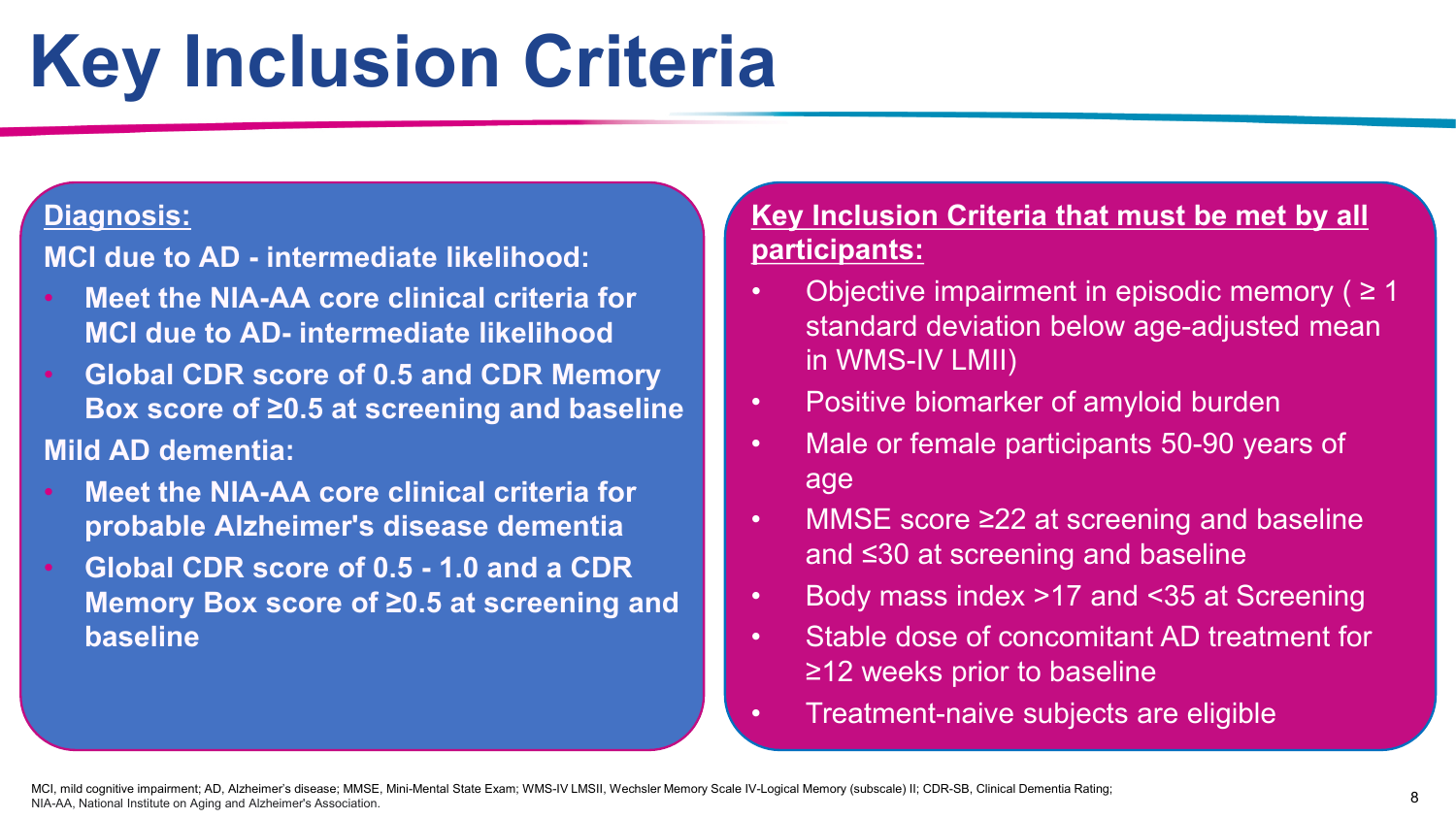# Key Inclusion Criteria

**Diagnosis:**

**MCI due to AD - intermediate likelihood:**

- **Meet the NIA-AA core clinical criteria for MCI due to AD- intermediate likelihood**
- **Global CDR score of 0.5 and CDR Memory Box score of ≥0.5 at screening and baseline**

**Mild AD dementia:**

- **Meet the NIA-AA core clinical criteria for probable Alzheimer's disease dementia**
- **Global CDR score of 0.5 - 1.0 and a CDR Memory Box score of ≥0.5 at screening and baseline**

**Key Inclusion Criteria that must be met by all participants:**

- Objective impairment in episodic memory ( ≥ 1 standard deviation below age-adjusted mean in WMS-IV LMII)
- Positive biomarker of amyloid burden
- Male or female participants 50-90 years of age
- MMSE score ≥22 at screening and baseline and ≤30 at screening and baseline
- Body mass index >17 and <35 at Screening
- Stable dose of concomitant AD treatment for ≥12 weeks prior to baseline
- Treatment-naive subjects are eligible

MCI, mild cognitive impairment; AD, Alzheimer's disease; MMSE, Mini-Mental State Exam; WMS-IV LMSII, Wechsler Memory Scale IV-Logical Memory (subscale) II; CDR-SB, Clinical Dementia Rating; NIA-AA, National Institute on Aging and Alzheimer's Association.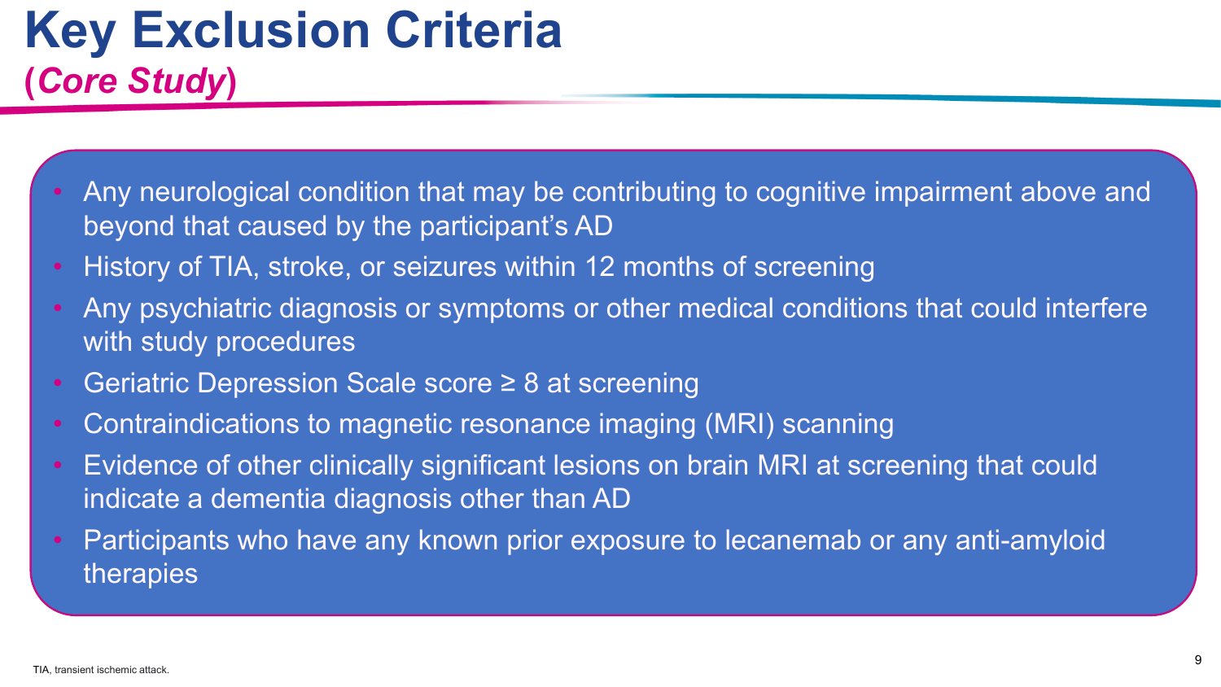# Key Exclusion Criteria

## (*Core Study*)

- Any neurological condition that may be contributing to cognitive impairment above and beyond that caused by the participant's AD
- History of TIA, stroke, or seizures within 12 months of screening
- Any psychiatric diagnosis or symptoms or other medical conditions that could interfere with study procedures
- Geriatric Depression Scale score ≥ 8 at screening
- Contraindications to magnetic resonance imaging (MRI) scanning
- Evidence of other clinically significant lesions on brain MRI at screening that could indicate a dementia diagnosis other than AD
- Participants who have any known prior exposure to lecanemab or any anti-amyloid therapies

TIA, transient ischemic attack.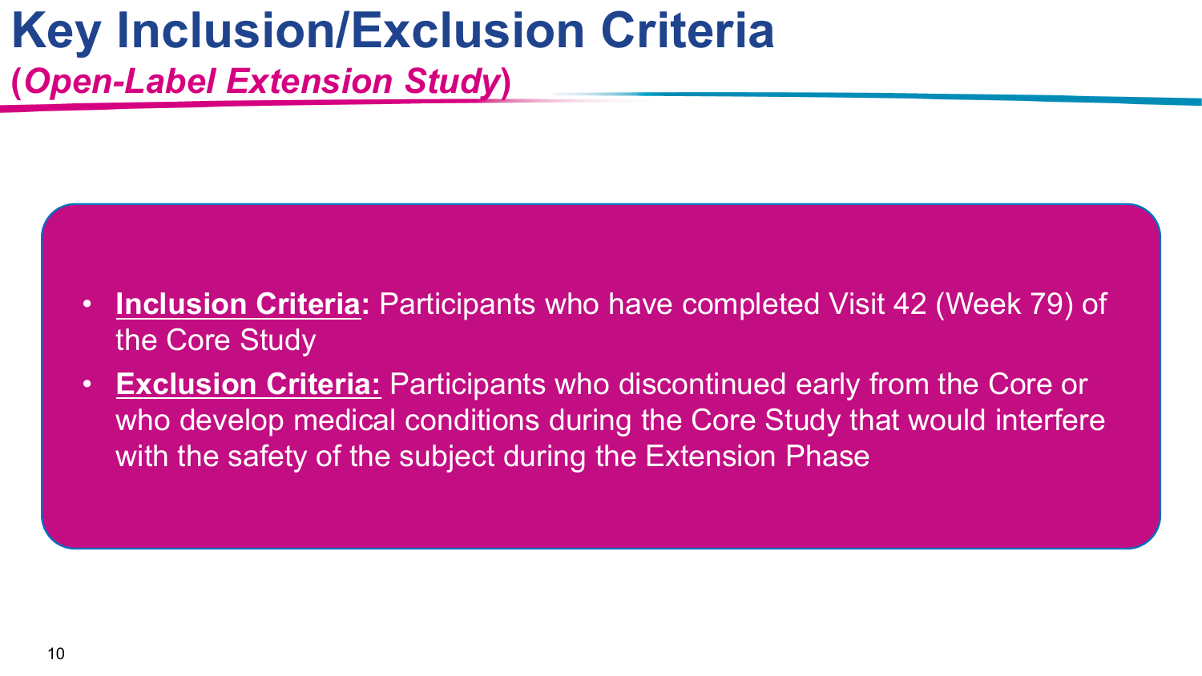# Key Inclusion/Exclusion Criteria

## (*Open-Label Extension Study*)

- **Inclusion Criteria:** Participants who have completed Visit 42 (Week 79) of the Core Study
- **Exclusion Criteria:** Participants who discontinued early from the Core or who develop medical conditions during the Core Study that would interfere with the safety of the subject during the Extension Phase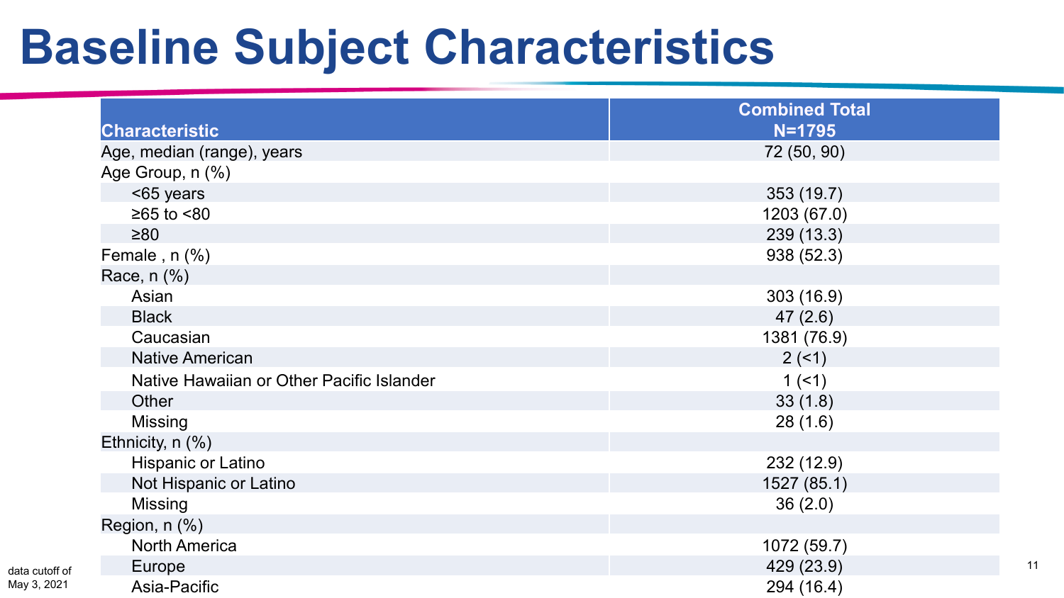# Baseline Subject Characteristics

| Characteristic | Combined Total N=1795 |
|---|---|
| Age, median (range), years | 72 (50, 90) |
| Age Group, n (%) | |
| <65 years | 353 (19.7) |
| ≥65 to <80 | 1203 (67.0) |
| ≥80 | 239 (13.3) |
| Female , n (%) | 938 (52.3) |
| Race, n (%) | |
| Asian | 303 (16.9) |
| Black | 47 (2.6) |
| Caucasian | 1381 (76.9) |
| Native American | 2 (<1) |
| Native Hawaiian or Other Pacific Islander | 1 (<1) |
| Other | 33 (1.8) |
| Missing | 28 (1.6) |
| Ethnicity, n (%) | |
| Hispanic or Latino | 232 (12.9) |
| Not Hispanic or Latino | 1527 (85.1) |
| Missing | 36 (2.0) |
| Region, n (%) | |
| North America | 1072 (59.7) |
| Europe | 429 (23.9) |
| Asia-Pacific | 294 (16.4) |

data cutoff of May 3, 2021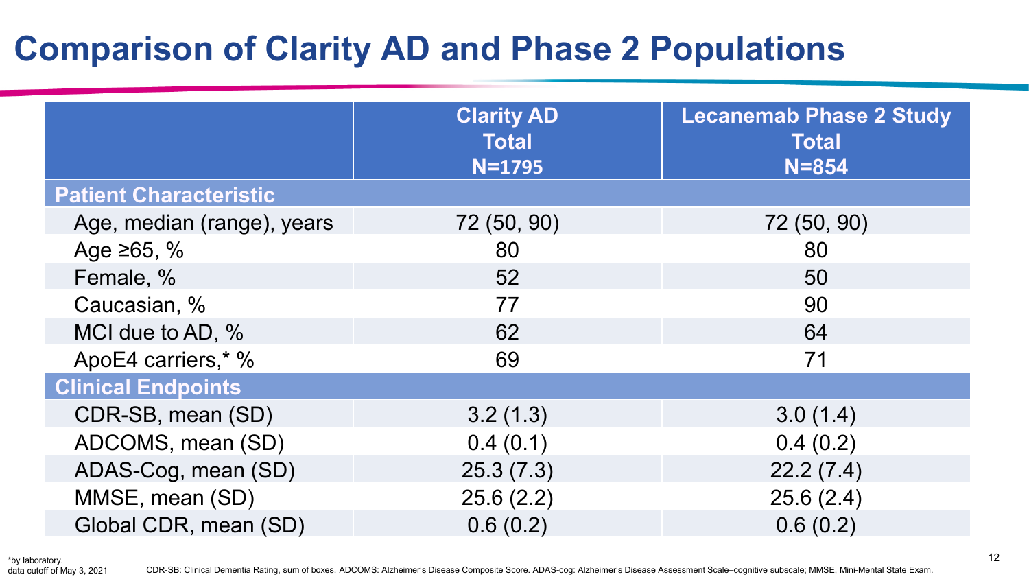# Comparison of Clarity AD and Phase 2 Populations

| | Clarity AD Total N=1795 | Lecanemab Phase 2 Study Total N=854 |
|---|---|---|
| **Patient Characteristic** | | |
| Age, median (range), years | 72 (50, 90) | 72 (50, 90) |
| Age ≥65, % | 80 | 80 |
| Female, % | 52 | 50 |
| Caucasian, % | 77 | 90 |
| MCI due to AD, % | 62 | 64 |
| ApoE4 carriers,* % | 69 | 71 |
| **Clinical Endpoints** | | |
| CDR-SB, mean (SD) | 3.2 (1.3) | 3.0 (1.4) |
| ADCOMS, mean (SD) | 0.4 (0.1) | 0.4 (0.2) |
| ADAS-Cog, mean (SD) | 25.3 (7.3) | 22.2 (7.4) |
| MMSE, mean (SD) | 25.6 (2.2) | 25.6 (2.4) |
| Global CDR, mean (SD) | 0.6 (0.2) | 0.6 (0.2) |

*by laboratory.
data cutoff of May 3, 2021

CDR-SB: Clinical Dementia Rating, sum of boxes. ADCOMS: Alzheimer's Disease Composite Score. ADAS-cog: Alzheimer's Disease Assessment Scale–cognitive subscale; MMSE, Mini-Mental State Exam.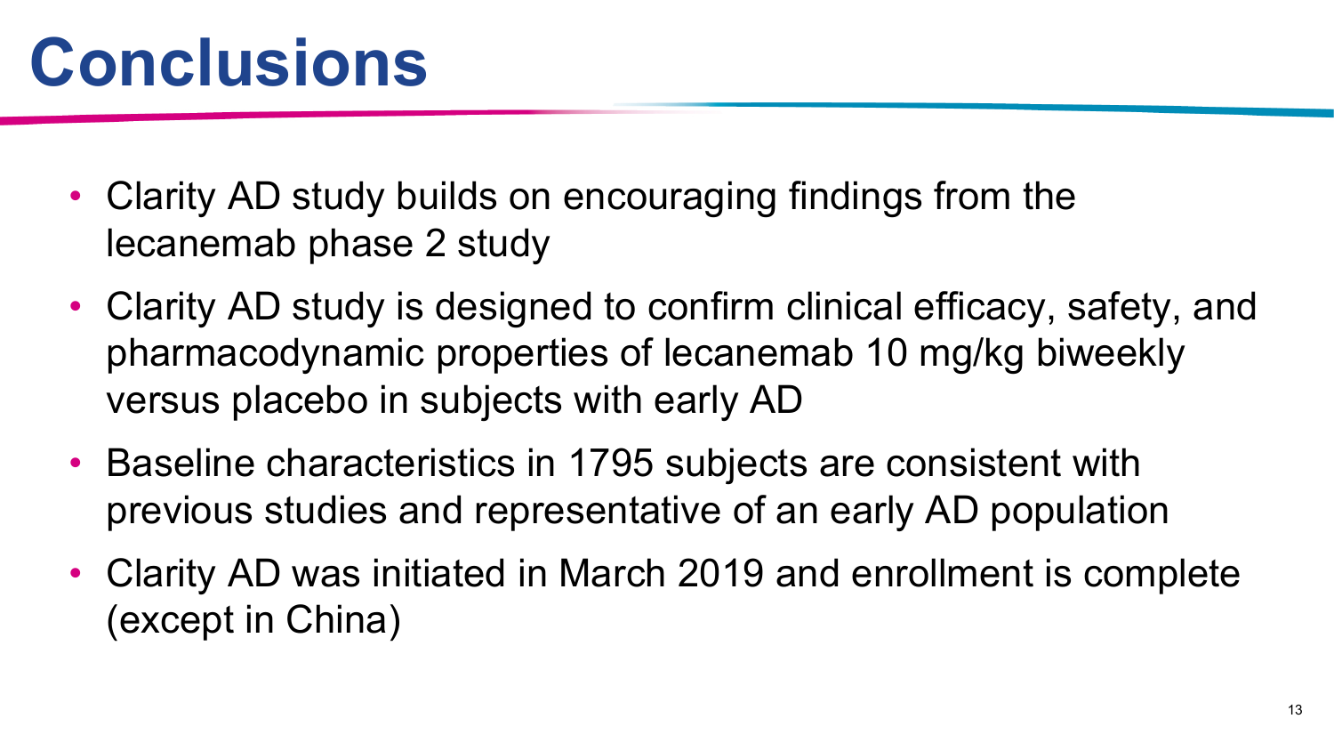# Conclusions

- Clarity AD study builds on encouraging findings from the lecanemab phase 2 study
- Clarity AD study is designed to confirm clinical efficacy, safety, and pharmacodynamic properties of lecanemab 10 mg/kg biweekly versus placebo in subjects with early AD
- Baseline characteristics in 1795 subjects are consistent with previous studies and representative of an early AD population
- Clarity AD was initiated in March 2019 and enrollment is complete (except in China)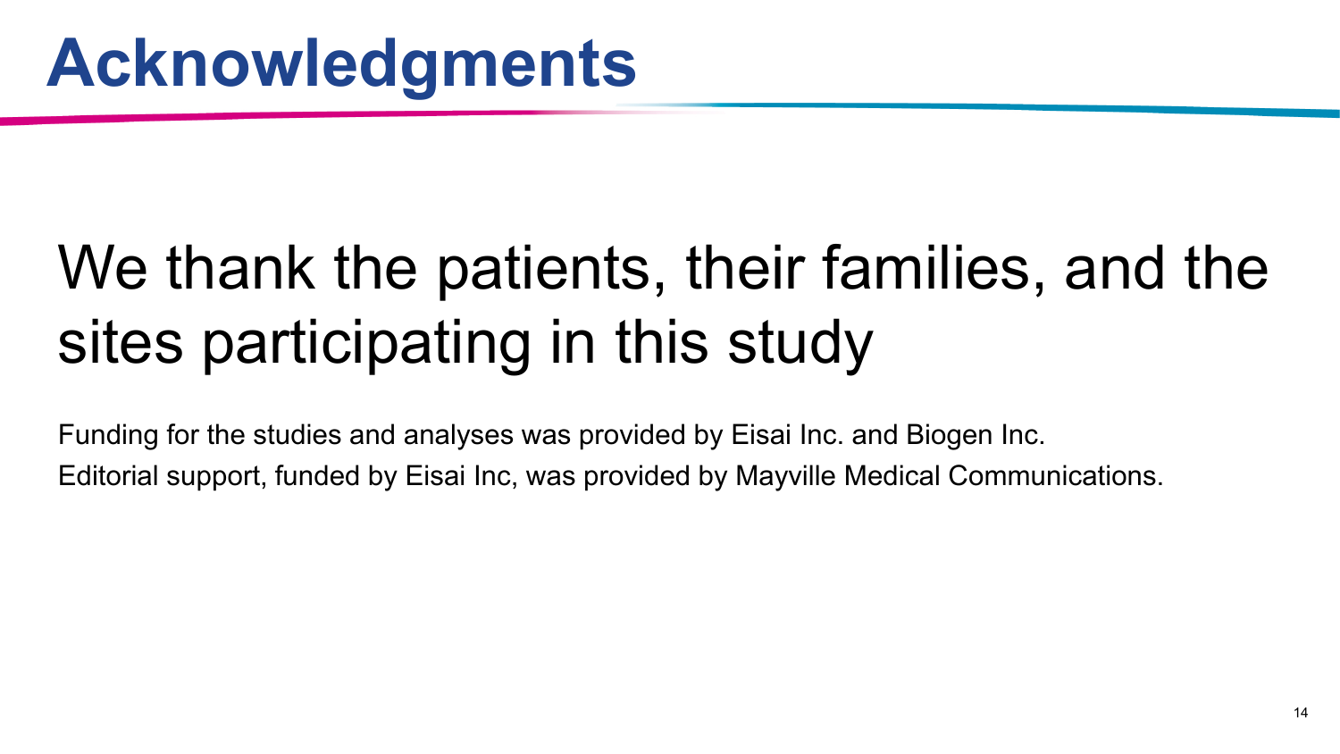# Acknowledgments

## We thank the patients, their families, and the sites participating in this study

Funding for the studies and analyses was provided by Eisai Inc. and Biogen Inc.

Editorial support, funded by Eisai Inc, was provided by Mayville Medical Communications.